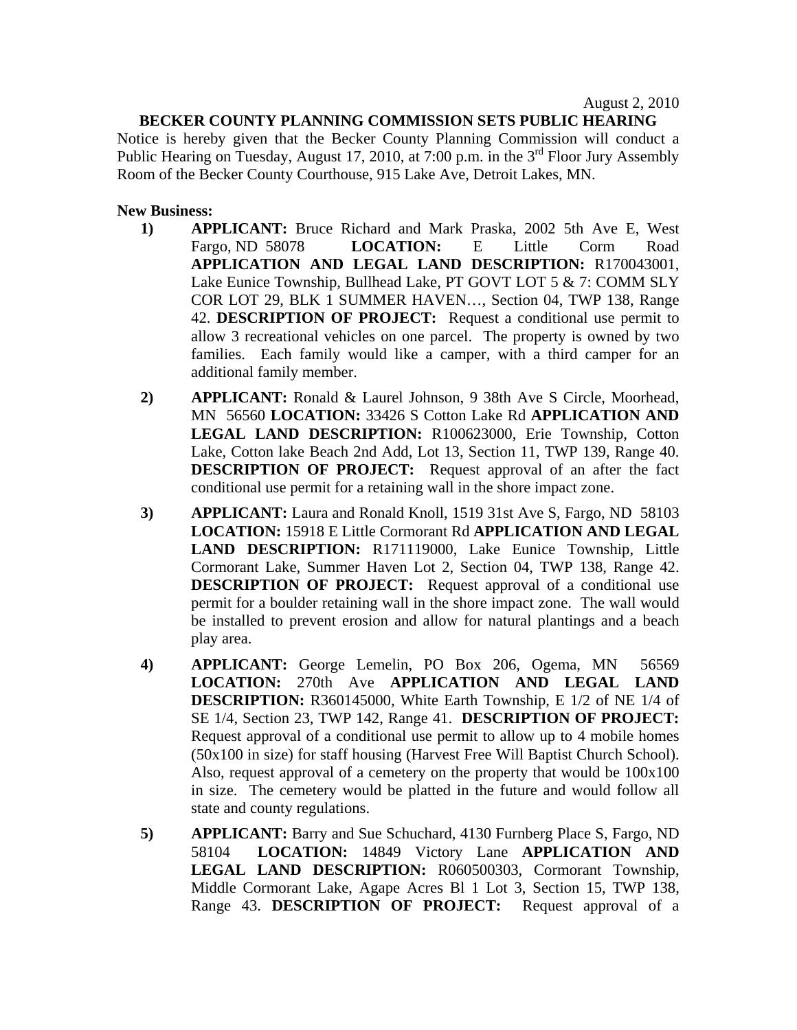August 2, 2010

**BECKER COUNTY PLANNING COMMISSION SETS PUBLIC HEARING**

Notice is hereby given that the Becker County Planning Commission will conduct a Public Hearing on Tuesday, August 17, 2010, at 7:00 p.m. in the 3rd Floor Jury Assembly Room of the Becker County Courthouse, 915 Lake Ave, Detroit Lakes, MN.

**New Business:**

1) **APPLICANT:** Bruce Richard and Mark Praska, 2002 5th Ave E, West Fargo, ND 58078 **LOCATION:** E Little Corm Road **APPLICATION AND LEGAL LAND DESCRIPTION:** R170043001, Lake Eunice Township, Bullhead Lake, PT GOVT LOT 5 & 7: COMM SLY COR LOT 29, BLK 1 SUMMER HAVEN…, Section 04, TWP 138, Range 42. **DESCRIPTION OF PROJECT:** Request a conditional use permit to allow 3 recreational vehicles on one parcel. The property is owned by two families. Each family would like a camper, with a third camper for an additional family member.

2) **APPLICANT:** Ronald & Laurel Johnson, 9 38th Ave S Circle, Moorhead, MN 56560 **LOCATION:** 33426 S Cotton Lake Rd **APPLICATION AND LEGAL LAND DESCRIPTION:** R100623000, Erie Township, Cotton Lake, Cotton lake Beach 2nd Add, Lot 13, Section 11, TWP 139, Range 40. **DESCRIPTION OF PROJECT:** Request approval of an after the fact conditional use permit for a retaining wall in the shore impact zone.

3) **APPLICANT:** Laura and Ronald Knoll, 1519 31st Ave S, Fargo, ND 58103 **LOCATION:** 15918 E Little Cormorant Rd **APPLICATION AND LEGAL LAND DESCRIPTION:** R171119000, Lake Eunice Township, Little Cormorant Lake, Summer Haven Lot 2, Section 04, TWP 138, Range 42. **DESCRIPTION OF PROJECT:** Request approval of a conditional use permit for a boulder retaining wall in the shore impact zone. The wall would be installed to prevent erosion and allow for natural plantings and a beach play area.

4) **APPLICANT:** George Lemelin, PO Box 206, Ogema, MN 56569 **LOCATION:** 270th Ave **APPLICATION AND LEGAL LAND DESCRIPTION:** R360145000, White Earth Township, E 1/2 of NE 1/4 of SE 1/4, Section 23, TWP 142, Range 41. **DESCRIPTION OF PROJECT:** Request approval of a conditional use permit to allow up to 4 mobile homes (50x100 in size) for staff housing (Harvest Free Will Baptist Church School). Also, request approval of a cemetery on the property that would be 100x100 in size. The cemetery would be platted in the future and would follow all state and county regulations.

5) **APPLICANT:** Barry and Sue Schuchard, 4130 Furnberg Place S, Fargo, ND 58104 **LOCATION:** 14849 Victory Lane **APPLICATION AND LEGAL LAND DESCRIPTION:** R060500303, Cormorant Township, Middle Cormorant Lake, Agape Acres Bl 1 Lot 3, Section 15, TWP 138, Range 43. **DESCRIPTION OF PROJECT:** Request approval of a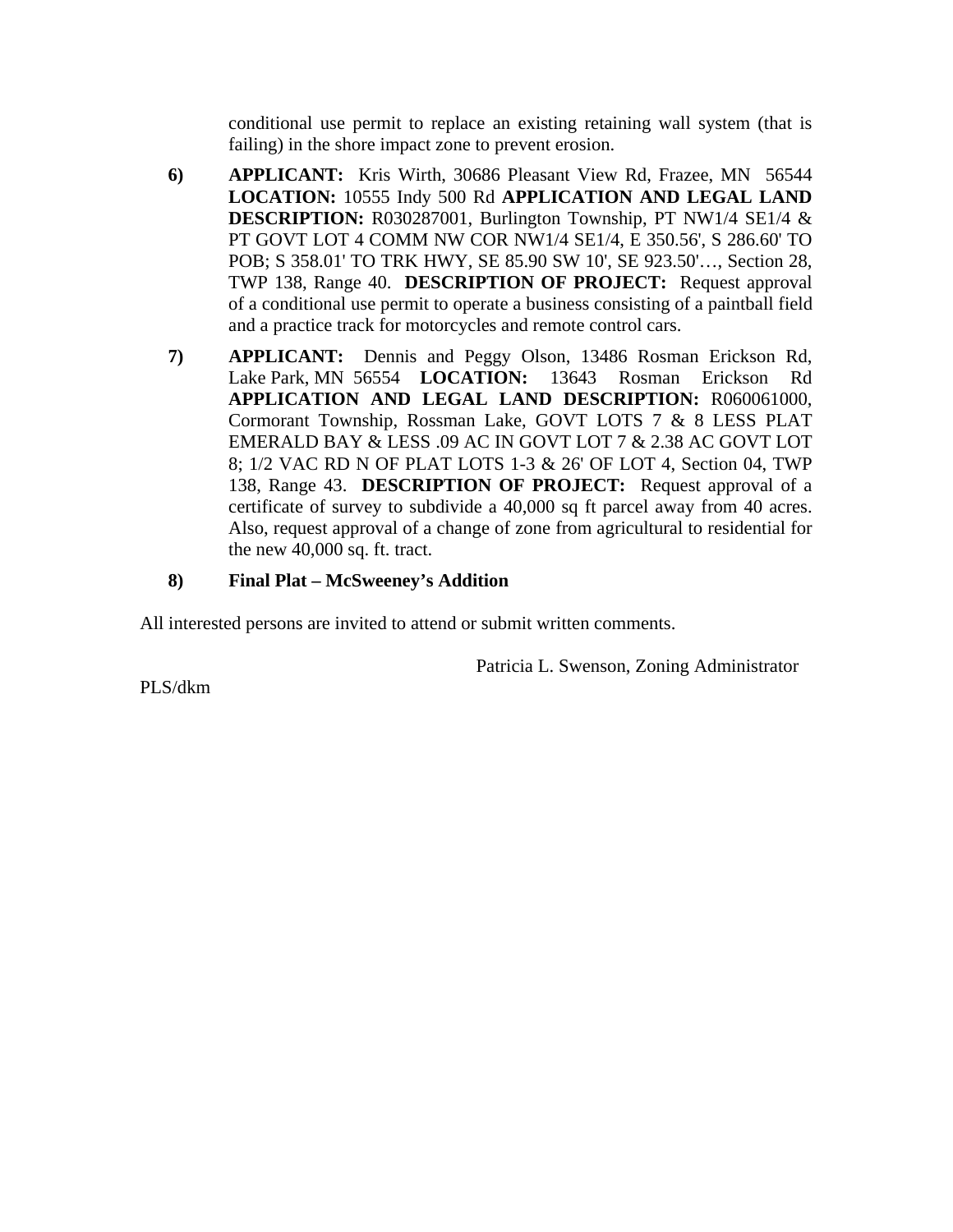conditional use permit to replace an existing retaining wall system (that is failing) in the shore impact zone to prevent erosion.

6) **APPLICANT:** Kris Wirth, 30686 Pleasant View Rd, Frazee, MN 56544 **LOCATION:** 10555 Indy 500 Rd **APPLICATION AND LEGAL LAND DESCRIPTION:** R030287001, Burlington Township, PT NW1/4 SE1/4 & PT GOVT LOT 4 COMM NW COR NW1/4 SE1/4, E 350.56', S 286.60' TO POB; S 358.01' TO TRK HWY, SE 85.90 SW 10', SE 923.50'…, Section 28, TWP 138, Range 40. **DESCRIPTION OF PROJECT:** Request approval of a conditional use permit to operate a business consisting of a paintball field and a practice track for motorcycles and remote control cars.

7) **APPLICANT:** Dennis and Peggy Olson, 13486 Rosman Erickson Rd, Lake Park, MN 56554 **LOCATION:** 13643 Rosman Erickson Rd **APPLICATION AND LEGAL LAND DESCRIPTION:** R060061000, Cormorant Township, Rossman Lake, GOVT LOTS 7 & 8 LESS PLAT EMERALD BAY & LESS .09 AC IN GOVT LOT 7 & 2.38 AC GOVT LOT 8; 1/2 VAC RD N OF PLAT LOTS 1-3 & 26' OF LOT 4, Section 04, TWP 138, Range 43. **DESCRIPTION OF PROJECT:** Request approval of a certificate of survey to subdivide a 40,000 sq ft parcel away from 40 acres. Also, request approval of a change of zone from agricultural to residential for the new 40,000 sq. ft. tract.

8) **Final Plat – McSweeney's Addition**

All interested persons are invited to attend or submit written comments.

Patricia L. Swenson, Zoning Administrator

PLS/dkm